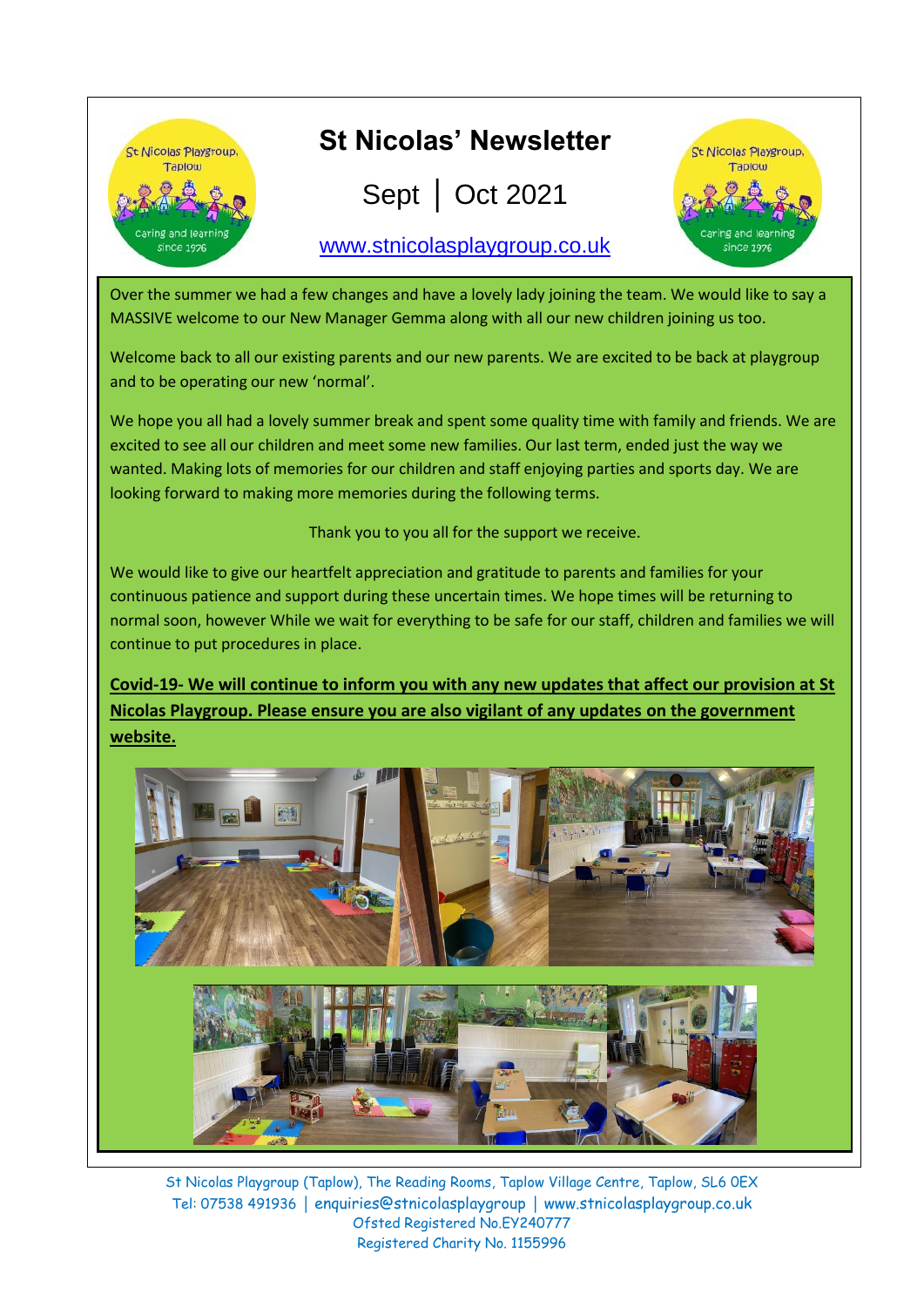# St Nicolas' Newsletter

Sept | Oct 2021

www.stnicolasplaygroup.co.uk

Over the summer we had a few changes and have a lovely lady joining the team. We would like to say a MASSIVE welcome to our New Manager Gemma along with all our new children joining us too.

Welcome back to all our existing parents and our new parents. We are excited to be back at playgroup and to be operating our new 'normal'.

We hope you all had a lovely summer break and spent some quality time with family and friends. We are excited to see all our children and meet some new families. Our last term, ended just the way we wanted. Making lots of memories for our children and staff enjoying parties and sports day. We are looking forward to making more memories during the following terms.

Thank you to you all for the support we receive.

We would like to give our heartfelt appreciation and gratitude to parents and families for your continuous patience and support during these uncertain times. We hope times will be returning to normal soon, however While we wait for everything to be safe for our staff, children and families we will continue to put procedures in place.

**Covid-19- We will continue to inform you with any new updates that affect our provision at St Nicolas Playgroup. Please ensure you are also vigilant of any updates on the government website.**

St Nicolas Playgroup (Taplow), The Reading Rooms, Taplow Village Centre, Taplow, SL6 0EX
Tel: 07538 491936 | enquiries@stnicolasplaygroup | www.stnicolasplaygroup.co.uk
Ofsted Registered No.EY240777
Registered Charity No. 1155996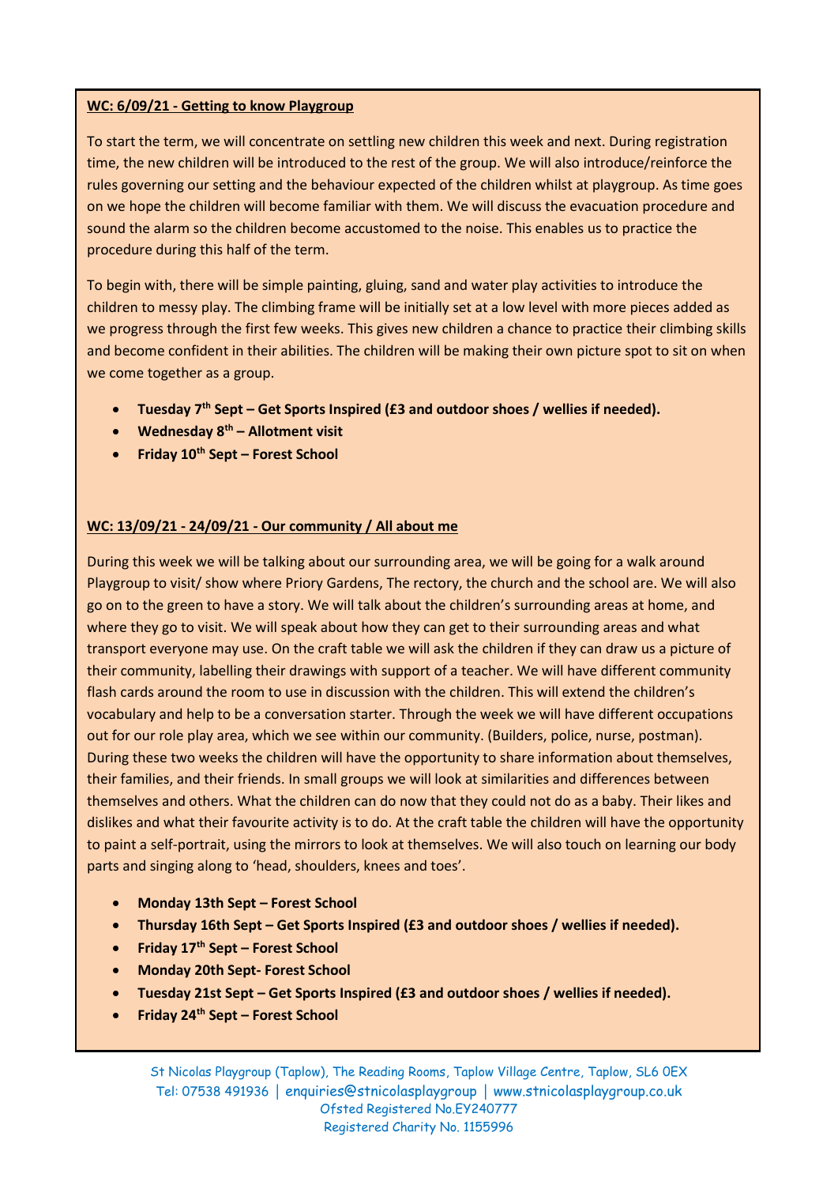**WC: 6/09/21 - Getting to know Playgroup**

To start the term, we will concentrate on settling new children this week and next. During registration time, the new children will be introduced to the rest of the group. We will also introduce/reinforce the rules governing our setting and the behaviour expected of the children whilst at playgroup. As time goes on we hope the children will become familiar with them. We will discuss the evacuation procedure and sound the alarm so the children become accustomed to the noise. This enables us to practice the procedure during this half of the term.

To begin with, there will be simple painting, gluing, sand and water play activities to introduce the children to messy play. The climbing frame will be initially set at a low level with more pieces added as we progress through the first few weeks. This gives new children a chance to practice their climbing skills and become confident in their abilities. The children will be making their own picture spot to sit on when we come together as a group.

- **Tuesday 7th Sept – Get Sports Inspired (£3 and outdoor shoes / wellies if needed).**
- **Wednesday 8th – Allotment visit**
- **Friday 10th Sept – Forest School**

**WC: 13/09/21 - 24/09/21 - Our community / All about me**

During this week we will be talking about our surrounding area, we will be going for a walk around Playgroup to visit/ show where Priory Gardens, The rectory, the church and the school are. We will also go on to the green to have a story. We will talk about the children's surrounding areas at home, and where they go to visit. We will speak about how they can get to their surrounding areas and what transport everyone may use. On the craft table we will ask the children if they can draw us a picture of their community, labelling their drawings with support of a teacher. We will have different community flash cards around the room to use in discussion with the children. This will extend the children's vocabulary and help to be a conversation starter. Through the week we will have different occupations out for our role play area, which we see within our community. (Builders, police, nurse, postman). During these two weeks the children will have the opportunity to share information about themselves, their families, and their friends. In small groups we will look at similarities and differences between themselves and others. What the children can do now that they could not do as a baby. Their likes and dislikes and what their favourite activity is to do. At the craft table the children will have the opportunity to paint a self-portrait, using the mirrors to look at themselves. We will also touch on learning our body parts and singing along to 'head, shoulders, knees and toes'.

- **Monday 13th Sept – Forest School**
- **Thursday 16th Sept – Get Sports Inspired (£3 and outdoor shoes / wellies if needed).**
- **Friday 17th Sept – Forest School**
- **Monday 20th Sept- Forest School**
- **Tuesday 21st Sept – Get Sports Inspired (£3 and outdoor shoes / wellies if needed).**
- **Friday 24th Sept – Forest School**

St Nicolas Playgroup (Taplow), The Reading Rooms, Taplow Village Centre, Taplow, SL6 0EX
Tel: 07538 491936 | enquiries@stnicolasplaygroup | www.stnicolasplaygroup.co.uk
Ofsted Registered No.EY240777
Registered Charity No. 1155996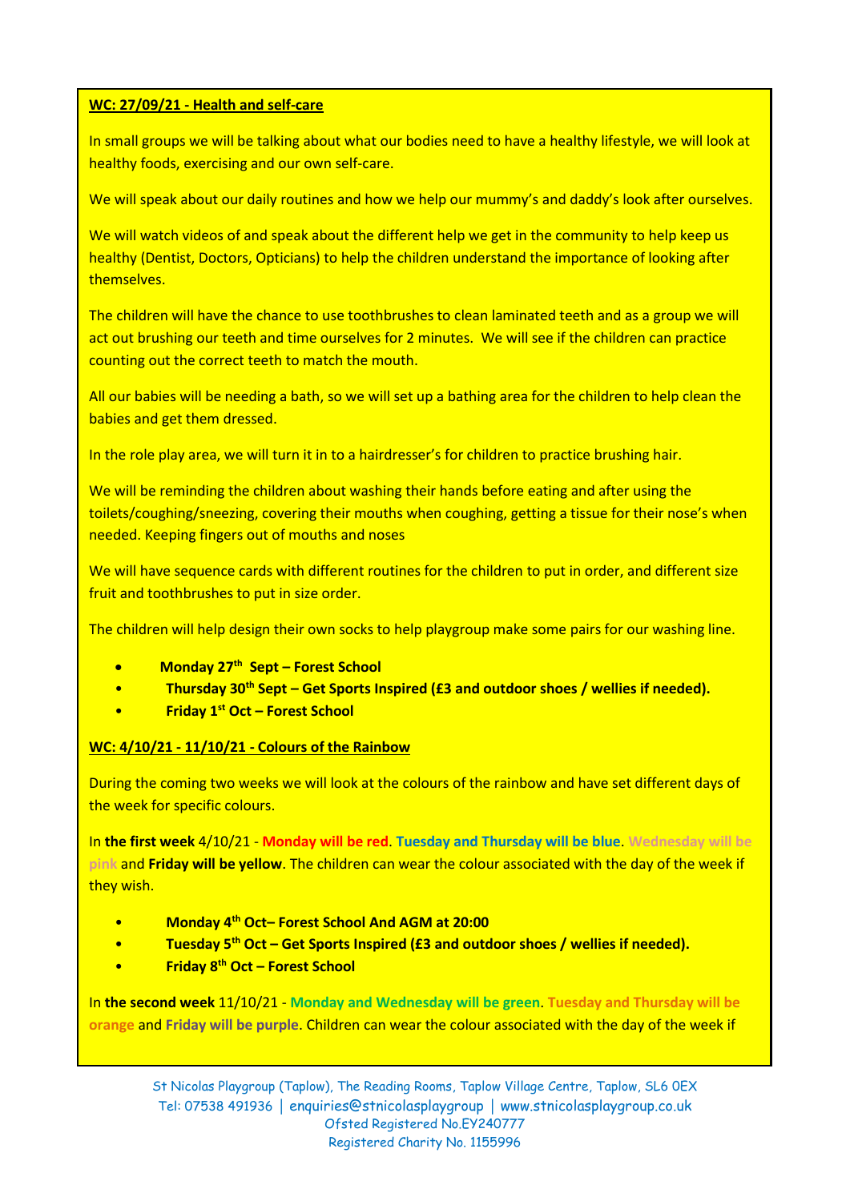**WC: 27/09/21 - Health and self-care**

In small groups we will be talking about what our bodies need to have a healthy lifestyle, we will look at healthy foods, exercising and our own self-care.

We will speak about our daily routines and how we help our mummy's and daddy's look after ourselves.

We will watch videos of and speak about the different help we get in the community to help keep us healthy (Dentist, Doctors, Opticians) to help the children understand the importance of looking after themselves.

The children will have the chance to use toothbrushes to clean laminated teeth and as a group we will act out brushing our teeth and time ourselves for 2 minutes. We will see if the children can practice counting out the correct teeth to match the mouth.

All our babies will be needing a bath, so we will set up a bathing area for the children to help clean the babies and get them dressed.

In the role play area, we will turn it in to a hairdresser's for children to practice brushing hair.

We will be reminding the children about washing their hands before eating and after using the toilets/coughing/sneezing, covering their mouths when coughing, getting a tissue for their nose's when needed. Keeping fingers out of mouths and noses

We will have sequence cards with different routines for the children to put in order, and different size fruit and toothbrushes to put in size order.

The children will help design their own socks to help playgroup make some pairs for our washing line.

- **Monday 27th Sept – Forest School**
- **Thursday 30th Sept – Get Sports Inspired (£3 and outdoor shoes / wellies if needed).**
- **Friday 1st Oct – Forest School**

**WC: 4/10/21 - 11/10/21 - Colours of the Rainbow**

During the coming two weeks we will look at the colours of the rainbow and have set different days of the week for specific colours.

In **the first week** 4/10/21 - **Monday will be red**. **Tuesday and Thursday will be blue**. **Wednesday will be pink** and **Friday will be yellow**. The children can wear the colour associated with the day of the week if they wish.

- **Monday 4th Oct– Forest School And AGM at 20:00**
- **Tuesday 5th Oct – Get Sports Inspired (£3 and outdoor shoes / wellies if needed).**
- **Friday 8th Oct – Forest School**

In **the second week** 11/10/21 - **Monday and Wednesday will be green**. **Tuesday and Thursday will be orange** and **Friday will be purple**. Children can wear the colour associated with the day of the week if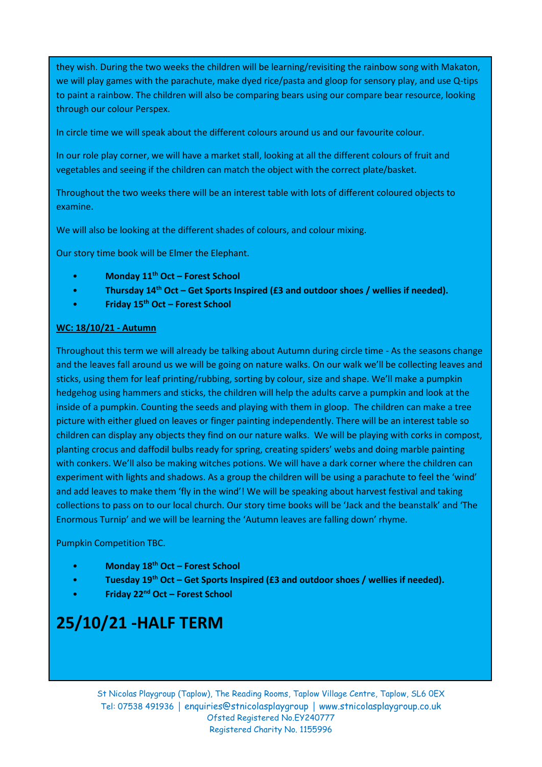they wish. During the two weeks the children will be learning/revisiting the rainbow song with Makaton, we will play games with the parachute, make dyed rice/pasta and gloop for sensory play, and use Q-tips to paint a rainbow. The children will also be comparing bears using our compare bear resource, looking through our colour Perspex.

In circle time we will speak about the different colours around us and our favourite colour.

In our role play corner, we will have a market stall, looking at all the different colours of fruit and vegetables and seeing if the children can match the object with the correct plate/basket.

Throughout the two weeks there will be an interest table with lots of different coloured objects to examine.

We will also be looking at the different shades of colours, and colour mixing.

Our story time book will be Elmer the Elephant.

- **Monday 11th Oct – Forest School**
- **Thursday 14th Oct – Get Sports Inspired (£3 and outdoor shoes / wellies if needed).**
- **Friday 15th Oct – Forest School**

**WC: 18/10/21 - Autumn**

Throughout this term we will already be talking about Autumn during circle time - As the seasons change and the leaves fall around us we will be going on nature walks. On our walk we'll be collecting leaves and sticks, using them for leaf printing/rubbing, sorting by colour, size and shape. We'll make a pumpkin hedgehog using hammers and sticks, the children will help the adults carve a pumpkin and look at the inside of a pumpkin. Counting the seeds and playing with them in gloop. The children can make a tree picture with either glued on leaves or finger painting independently. There will be an interest table so children can display any objects they find on our nature walks. We will be playing with corks in compost, planting crocus and daffodil bulbs ready for spring, creating spiders' webs and doing marble painting with conkers. We'll also be making witches potions. We will have a dark corner where the children can experiment with lights and shadows. As a group the children will be using a parachute to feel the 'wind' and add leaves to make them 'fly in the wind'! We will be speaking about harvest festival and taking collections to pass on to our local church. Our story time books will be 'Jack and the beanstalk' and 'The Enormous Turnip' and we will be learning the 'Autumn leaves are falling down' rhyme.

Pumpkin Competition TBC.

- **Monday 18th Oct – Forest School**
- **Tuesday 19th Oct – Get Sports Inspired (£3 and outdoor shoes / wellies if needed).**
- **Friday 22nd Oct – Forest School**

# 25/10/21 -HALF TERM

St Nicolas Playgroup (Taplow), The Reading Rooms, Taplow Village Centre, Taplow, SL6 0EX
Tel: 07538 491936 | enquiries@stnicolasplaygroup | www.stnicolasplaygroup.co.uk
Ofsted Registered No.EY240777
Registered Charity No. 1155996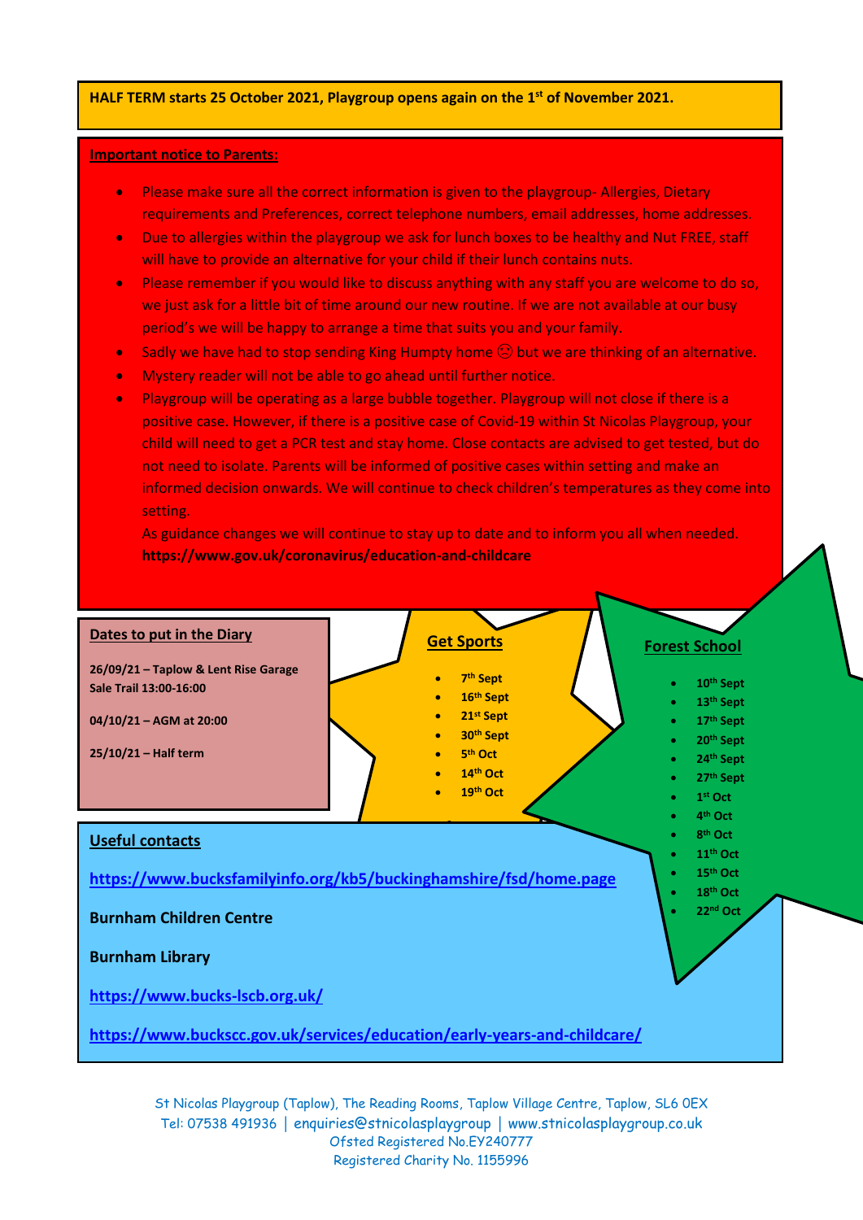**HALF TERM starts 25 October 2021, Playgroup opens again on the 1st of November 2021.**

**Important notice to Parents:**

- Please make sure all the correct information is given to the playgroup- Allergies, Dietary requirements and Preferences, correct telephone numbers, email addresses, home addresses.
- Due to allergies within the playgroup we ask for lunch boxes to be healthy and Nut FREE, staff will have to provide an alternative for your child if their lunch contains nuts.
- Please remember if you would like to discuss anything with any staff you are welcome to do so, we just ask for a little bit of time around our new routine. If we are not available at our busy period's we will be happy to arrange a time that suits you and your family.
- Sadly we have had to stop sending King Humpty home ☹ but we are thinking of an alternative.
- Mystery reader will not be able to go ahead until further notice.
- Playgroup will be operating as a large bubble together. Playgroup will not close if there is a positive case. However, if there is a positive case of Covid-19 within St Nicolas Playgroup, your child will need to get a PCR test and stay home. Close contacts are advised to get tested, but do not need to isolate. Parents will be informed of positive cases within setting and make an informed decision onwards. We will continue to check children's temperatures as they come into setting.

  As guidance changes we will continue to stay up to date and to inform you all when needed.
  **https://www.gov.uk/coronavirus/education-and-childcare**

**Dates to put in the Diary**

**26/09/21 – Taplow & Lent Rise Garage Sale Trail 13:00-16:00**

**04/10/21 – AGM at 20:00**

**25/10/21 – Half term**

**Get Sports**

- 7th Sept
- 16th Sept
- 21st Sept
- 30th Sept
- 5th Oct
- 14th Oct
- 19th Oct

**Forest School**

- 10th Sept
- 13th Sept
- 17th Sept
- 20th Sept
- 24th Sept
- 27th Sept
- 1st Oct
- 4th Oct
- 8th Oct
- 11th Oct
- 15th Oct
- 18th Oct
- 22nd Oct

**Useful contacts**

**https://www.bucksfamilyinfo.org/kb5/buckinghamshire/fsd/home.page**

**Burnham Children Centre**

**Burnham Library**

**https://www.bucks-lscb.org.uk/**

**https://www.buckscc.gov.uk/services/education/early-years-and-childcare/**

St Nicolas Playgroup (Taplow), The Reading Rooms, Taplow Village Centre, Taplow, SL6 0EX
Tel: 07538 491936 | enquiries@stnicolasplaygroup | www.stnicolasplaygroup.co.uk
Ofsted Registered No.EY240777
Registered Charity No. 1155996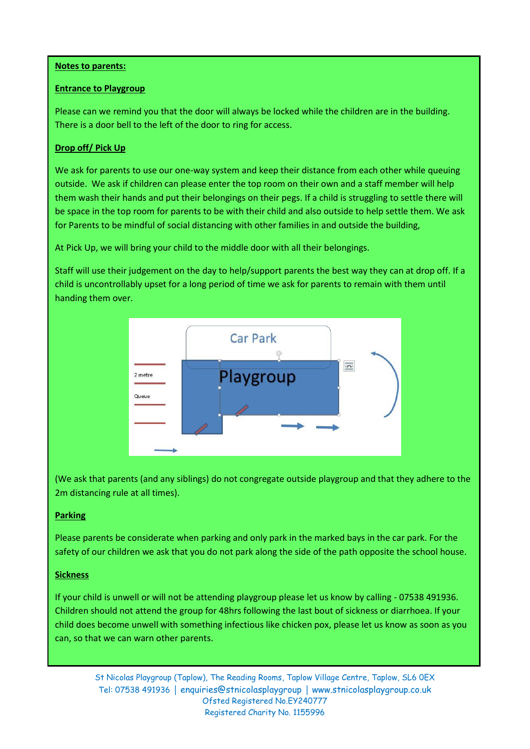**Notes to parents:**

**Entrance to Playgroup**

Please can we remind you that the door will always be locked while the children are in the building. There is a door bell to the left of the door to ring for access.

**Drop off/ Pick Up**

We ask for parents to use our one-way system and keep their distance from each other while queuing outside. We ask if children can please enter the top room on their own and a staff member will help them wash their hands and put their belongings on their pegs. If a child is struggling to settle there will be space in the top room for parents to be with their child and also outside to help settle them. We ask for Parents to be mindful of social distancing with other families in and outside the building,

At Pick Up, we will bring your child to the middle door with all their belongings.

Staff will use their judgement on the day to help/support parents the best way they can at drop off. If a child is uncontrollably upset for a long period of time we ask for parents to remain with them until handing them over.

Car Park

Playgroup

2 metre

Queue

(We ask that parents (and any siblings) do not congregate outside playgroup and that they adhere to the 2m distancing rule at all times).

**Parking**

Please parents be considerate when parking and only park in the marked bays in the car park. For the safety of our children we ask that you do not park along the side of the path opposite the school house.

**Sickness**

If your child is unwell or will not be attending playgroup please let us know by calling - 07538 491936. Children should not attend the group for 48hrs following the last bout of sickness or diarrhoea. If your child does become unwell with something infectious like chicken pox, please let us know as soon as you can, so that we can warn other parents.

St Nicolas Playgroup (Taplow), The Reading Rooms, Taplow Village Centre, Taplow, SL6 0EX
Tel: 07538 491936 | enquiries@stnicolasplaygroup | www.stnicolasplaygroup.co.uk
Ofsted Registered No.EY240777
Registered Charity No. 1155996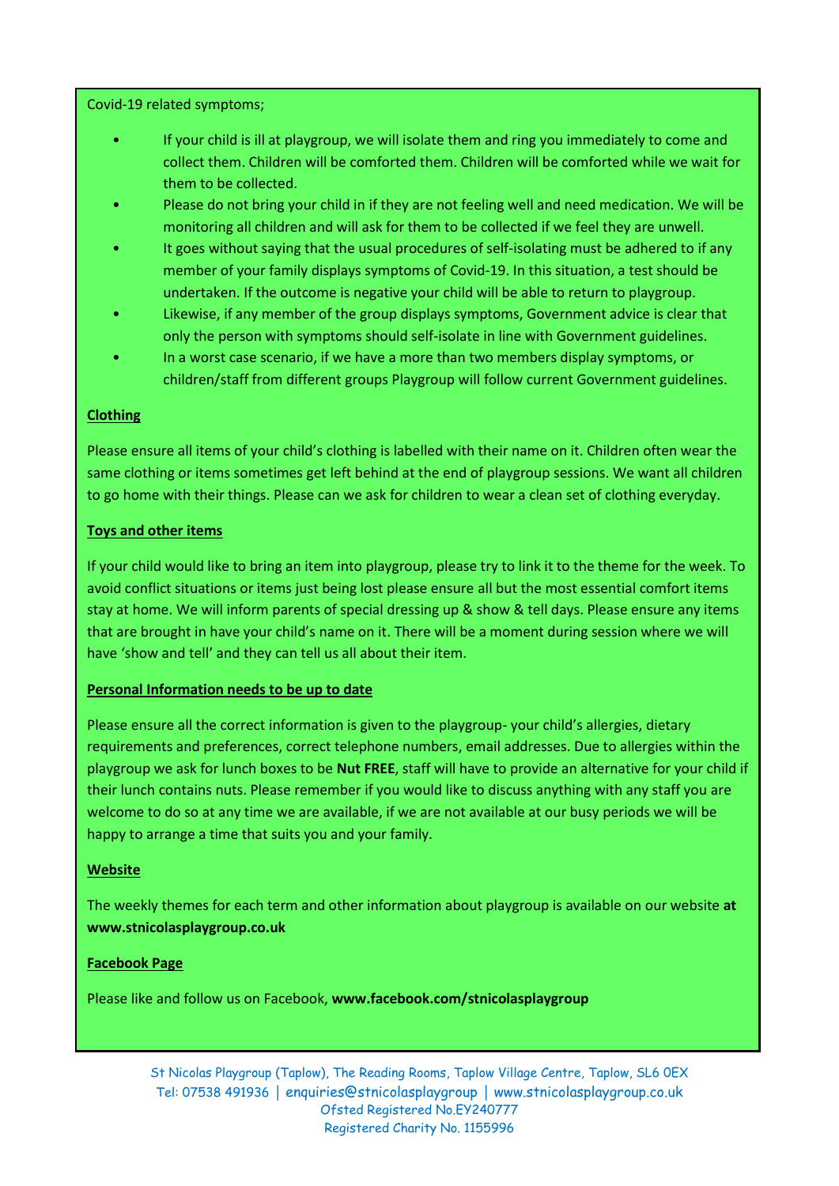Covid-19 related symptoms;

- If your child is ill at playgroup, we will isolate them and ring you immediately to come and collect them. Children will be comforted them. Children will be comforted while we wait for them to be collected.
- Please do not bring your child in if they are not feeling well and need medication. We will be monitoring all children and will ask for them to be collected if we feel they are unwell.
- It goes without saying that the usual procedures of self-isolating must be adhered to if any member of your family displays symptoms of Covid-19. In this situation, a test should be undertaken. If the outcome is negative your child will be able to return to playgroup.
- Likewise, if any member of the group displays symptoms, Government advice is clear that only the person with symptoms should self-isolate in line with Government guidelines.
- In a worst case scenario, if we have a more than two members display symptoms, or children/staff from different groups Playgroup will follow current Government guidelines.

**Clothing**

Please ensure all items of your child's clothing is labelled with their name on it. Children often wear the same clothing or items sometimes get left behind at the end of playgroup sessions. We want all children to go home with their things. Please can we ask for children to wear a clean set of clothing everyday.

**Toys and other items**

If your child would like to bring an item into playgroup, please try to link it to the theme for the week. To avoid conflict situations or items just being lost please ensure all but the most essential comfort items stay at home. We will inform parents of special dressing up & show & tell days. Please ensure any items that are brought in have your child's name on it. There will be a moment during session where we will have 'show and tell' and they can tell us all about their item.

**Personal Information needs to be up to date**

Please ensure all the correct information is given to the playgroup- your child's allergies, dietary requirements and preferences, correct telephone numbers, email addresses. Due to allergies within the playgroup we ask for lunch boxes to be **Nut FREE**, staff will have to provide an alternative for your child if their lunch contains nuts. Please remember if you would like to discuss anything with any staff you are welcome to do so at any time we are available, if we are not available at our busy periods we will be happy to arrange a time that suits you and your family.

**Website**

The weekly themes for each term and other information about playgroup is available on our website **at www.stnicolasplaygroup.co.uk**

**Facebook Page**

Please like and follow us on Facebook, **www.facebook.com/stnicolasplaygroup**

St Nicolas Playgroup (Taplow), The Reading Rooms, Taplow Village Centre, Taplow, SL6 0EX
Tel: 07538 491936 | enquiries@stnicolasplaygroup | www.stnicolasplaygroup.co.uk
Ofsted Registered No.EY240777
Registered Charity No. 1155996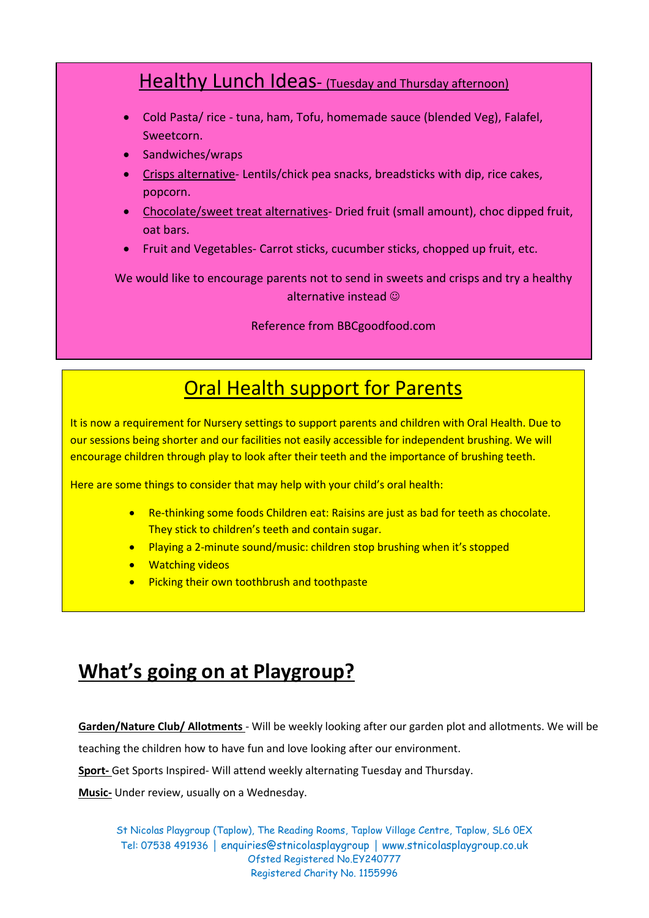## Healthy Lunch Ideas- (Tuesday and Thursday afternoon)

- Cold Pasta/ rice - tuna, ham, Tofu, homemade sauce (blended Veg), Falafel, Sweetcorn.
- Sandwiches/wraps
- Crisps alternative- Lentils/chick pea snacks, breadsticks with dip, rice cakes, popcorn.
- Chocolate/sweet treat alternatives- Dried fruit (small amount), choc dipped fruit, oat bars.
- Fruit and Vegetables- Carrot sticks, cucumber sticks, chopped up fruit, etc.

We would like to encourage parents not to send in sweets and crisps and try a healthy alternative instead ☺

Reference from BBCgoodfood.com

## Oral Health support for Parents

It is now a requirement for Nursery settings to support parents and children with Oral Health. Due to our sessions being shorter and our facilities not easily accessible for independent brushing. We will encourage children through play to look after their teeth and the importance of brushing teeth.

Here are some things to consider that may help with your child's oral health:

- Re-thinking some foods Children eat: Raisins are just as bad for teeth as chocolate. They stick to children's teeth and contain sugar.
- Playing a 2-minute sound/music: children stop brushing when it's stopped
- Watching videos
- Picking their own toothbrush and toothpaste

## What's going on at Playgroup?

**Garden/Nature Club/ Allotments** - Will be weekly looking after our garden plot and allotments. We will be teaching the children how to have fun and love looking after our environment.

**Sport-** Get Sports Inspired- Will attend weekly alternating Tuesday and Thursday.

**Music-** Under review, usually on a Wednesday.

St Nicolas Playgroup (Taplow), The Reading Rooms, Taplow Village Centre, Taplow, SL6 0EX
Tel: 07538 491936 | enquiries@stnicolasplaygroup | www.stnicolasplaygroup.co.uk
Ofsted Registered No.EY240777
Registered Charity No. 1155996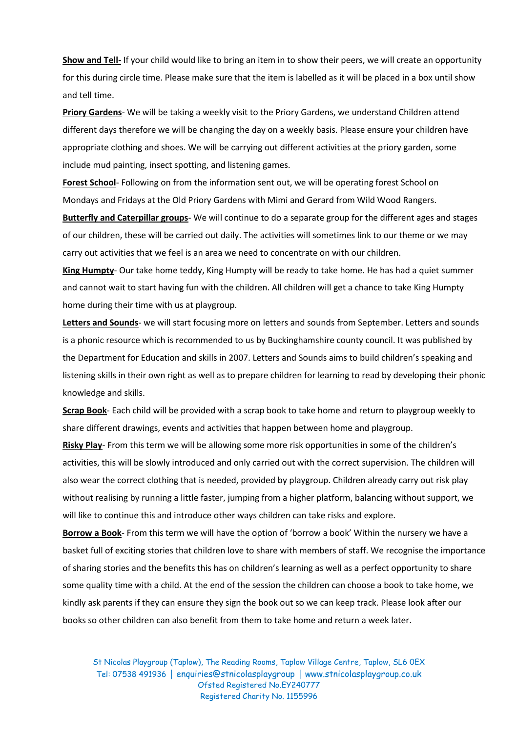**Show and Tell-** If your child would like to bring an item in to show their peers, we will create an opportunity for this during circle time. Please make sure that the item is labelled as it will be placed in a box until show and tell time.

**Priory Gardens**- We will be taking a weekly visit to the Priory Gardens, we understand Children attend different days therefore we will be changing the day on a weekly basis. Please ensure your children have appropriate clothing and shoes. We will be carrying out different activities at the priory garden, some include mud painting, insect spotting, and listening games.

**Forest School**- Following on from the information sent out, we will be operating forest School on Mondays and Fridays at the Old Priory Gardens with Mimi and Gerard from Wild Wood Rangers.

**Butterfly and Caterpillar groups**- We will continue to do a separate group for the different ages and stages of our children, these will be carried out daily. The activities will sometimes link to our theme or we may carry out activities that we feel is an area we need to concentrate on with our children.

**King Humpty**- Our take home teddy, King Humpty will be ready to take home. He has had a quiet summer and cannot wait to start having fun with the children. All children will get a chance to take King Humpty home during their time with us at playgroup.

**Letters and Sounds**- we will start focusing more on letters and sounds from September. Letters and sounds is a phonic resource which is recommended to us by Buckinghamshire county council. It was published by the Department for Education and skills in 2007. Letters and Sounds aims to build children's speaking and listening skills in their own right as well as to prepare children for learning to read by developing their phonic knowledge and skills.

**Scrap Book**- Each child will be provided with a scrap book to take home and return to playgroup weekly to share different drawings, events and activities that happen between home and playgroup.

**Risky Play**- From this term we will be allowing some more risk opportunities in some of the children's activities, this will be slowly introduced and only carried out with the correct supervision. The children will also wear the correct clothing that is needed, provided by playgroup. Children already carry out risk play without realising by running a little faster, jumping from a higher platform, balancing without support, we will like to continue this and introduce other ways children can take risks and explore.

**Borrow a Book**- From this term we will have the option of 'borrow a book' Within the nursery we have a basket full of exciting stories that children love to share with members of staff. We recognise the importance of sharing stories and the benefits this has on children's learning as well as a perfect opportunity to share some quality time with a child. At the end of the session the children can choose a book to take home, we kindly ask parents if they can ensure they sign the book out so we can keep track. Please look after our books so other children can also benefit from them to take home and return a week later.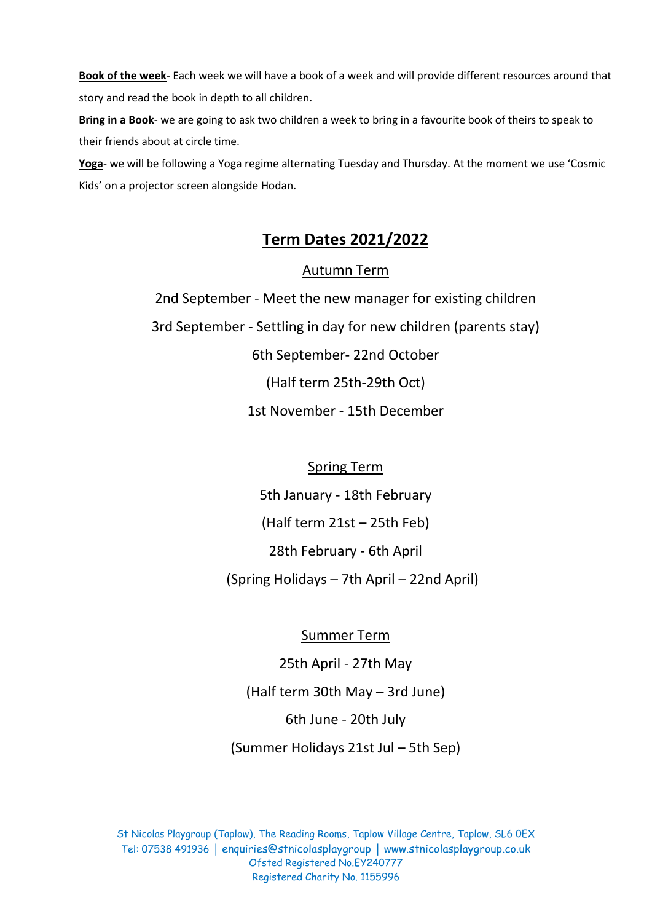**Book of the week**- Each week we will have a book of a week and will provide different resources around that story and read the book in depth to all children.

**Bring in a Book**- we are going to ask two children a week to bring in a favourite book of theirs to speak to their friends about at circle time.

**Yoga**- we will be following a Yoga regime alternating Tuesday and Thursday. At the moment we use 'Cosmic Kids' on a projector screen alongside Hodan.

## Term Dates 2021/2022

### Autumn Term

2nd September - Meet the new manager for existing children

3rd September - Settling in day for new children (parents stay)

6th September- 22nd October

(Half term 25th-29th Oct)

1st November - 15th December

### Spring Term

5th January - 18th February

(Half term 21st – 25th Feb)

28th February - 6th April

(Spring Holidays – 7th April – 22nd April)

### Summer Term

25th April - 27th May

(Half term 30th May – 3rd June)

6th June - 20th July

(Summer Holidays 21st Jul – 5th Sep)

St Nicolas Playgroup (Taplow), The Reading Rooms, Taplow Village Centre, Taplow, SL6 0EX
Tel: 07538 491936 | enquiries@stnicolasplaygroup | www.stnicolasplaygroup.co.uk
Ofsted Registered No.EY240777
Registered Charity No. 1155996